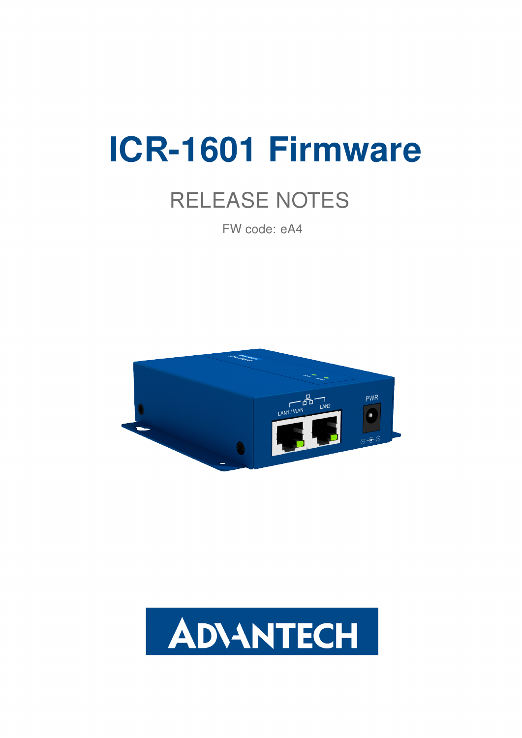# ICR-1601 Firmware

## RELEASE NOTES

FW code: eA4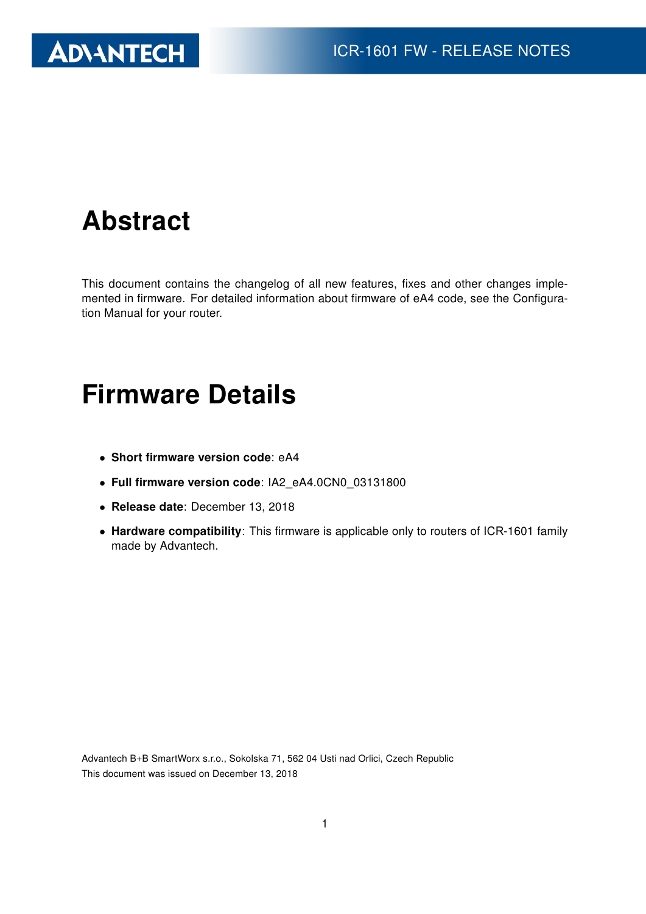# Abstract

This document contains the changelog of all new features, fixes and other changes implemented in firmware. For detailed information about firmware of eA4 code, see the Configuration Manual for your router.

# Firmware Details

- **Short firmware version code**: eA4
- **Full firmware version code**: IA2_eA4.0CN0_03131800
- **Release date**: December 13, 2018
- **Hardware compatibility**: This firmware is applicable only to routers of ICR-1601 family made by Advantech.

Advantech B+B SmartWorx s.r.o., Sokolska 71, 562 04 Usti nad Orlici, Czech Republic
This document was issued on December 13, 2018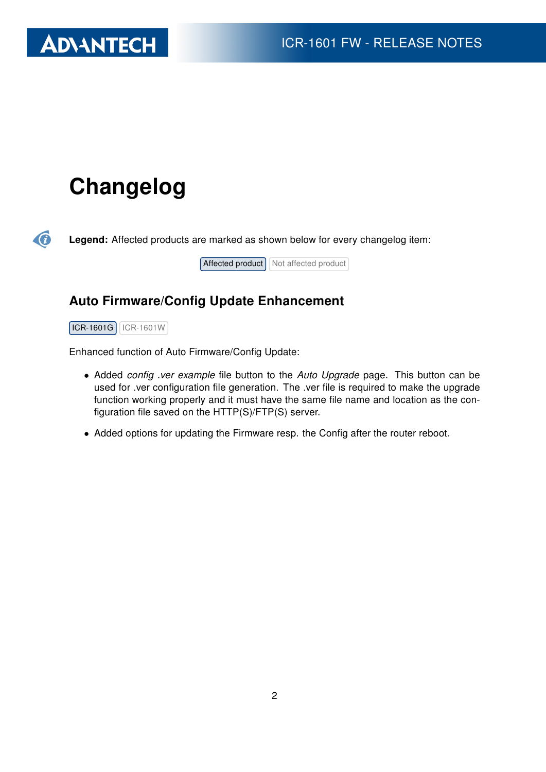# Changelog

**Legend:** Affected products are marked as shown below for every changelog item:

Affected product | Not affected product

## Auto Firmware/Config Update Enhancement

ICR-1601G | ICR-1601W

Enhanced function of Auto Firmware/Config Update:

- Added *config .ver example* file button to the *Auto Upgrade* page. This button can be used for .ver configuration file generation. The .ver file is required to make the upgrade function working properly and it must have the same file name and location as the configuration file saved on the HTTP(S)/FTP(S) server.
- Added options for updating the Firmware resp. the Config after the router reboot.